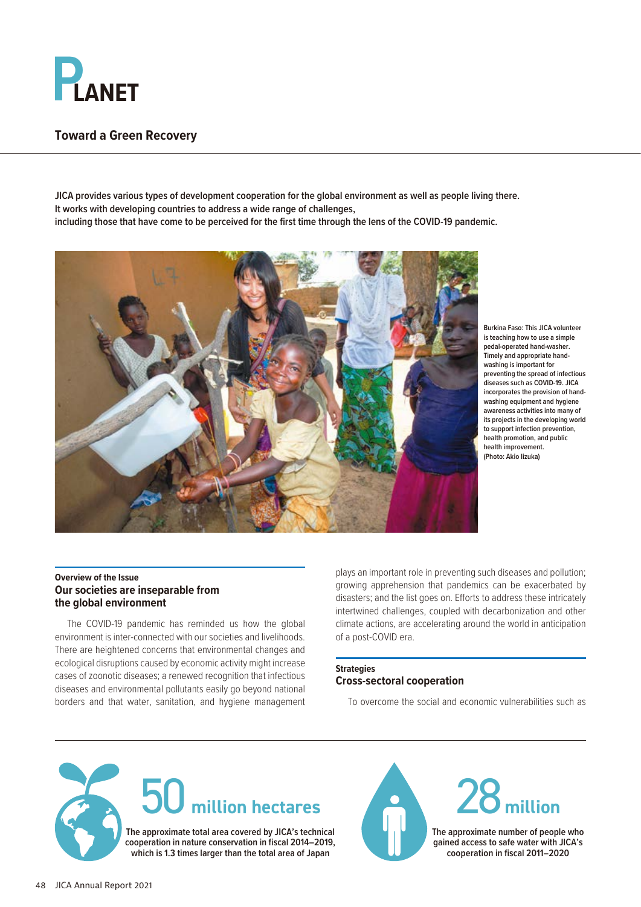# PLANET

## Toward a Green Recovery

**JICA provides various types of development cooperation for the global environment as well as people living there. It works with developing countries to address a wide range of challenges, including those that have come to be perceived for the first time through the lens of the COVID-19 pandemic.**

Burkina Faso: This JICA volunteer is teaching how to use a simple pedal-operated hand-washer. Timely and appropriate hand-washing is important for preventing the spread of infectious diseases such as COVID-19. JICA incorporates the provision of hand-washing equipment and hygiene awareness activities into many of its projects in the developing world to support infection prevention, health promotion, and public health improvement. (Photo: Akio Iizuka)

### Overview of the Issue
### Our societies are inseparable from the global environment

The COVID-19 pandemic has reminded us how the global environment is inter-connected with our societies and livelihoods. There are heightened concerns that environmental changes and ecological disruptions caused by economic activity might increase cases of zoonotic diseases; a renewed recognition that infectious diseases and environmental pollutants easily go beyond national borders and that water, sanitation, and hygiene management plays an important role in preventing such diseases and pollution; growing apprehension that pandemics can be exacerbated by disasters; and the list goes on. Efforts to address these intricately intertwined challenges, coupled with decarbonization and other climate actions, are accelerating around the world in anticipation of a post-COVID era.

### Strategies
### Cross-sectoral cooperation

To overcome the social and economic vulnerabilities such as

**50 million hectares**

The approximate total area covered by JICA's technical cooperation in nature conservation in fiscal 2014–2019, which is 1.3 times larger than the total area of Japan

**28 million**

The approximate number of people who gained access to safe water with JICA's cooperation in fiscal 2011–2020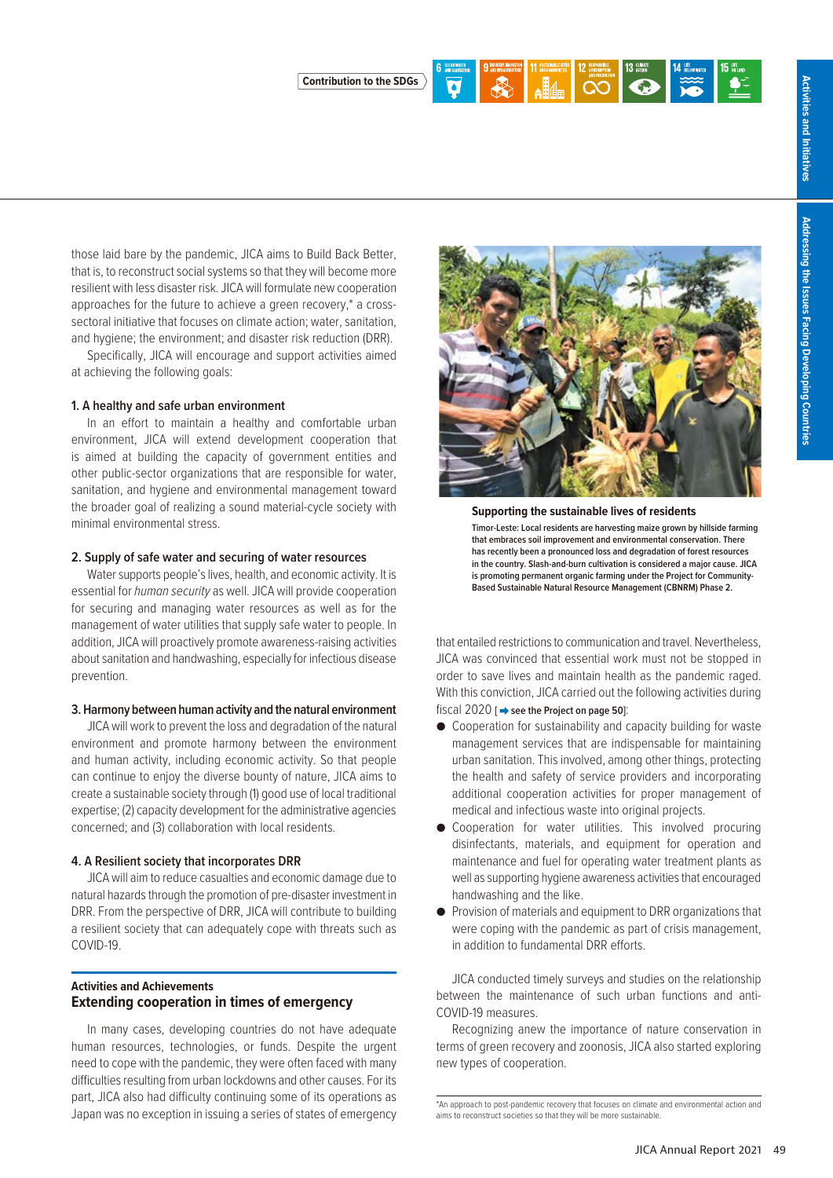Contribution to the SDGs

those laid bare by the pandemic, JICA aims to Build Back Better, that is, to reconstruct social systems so that they will become more resilient with less disaster risk. JICA will formulate new cooperation approaches for the future to achieve a green recovery,* a cross-sectoral initiative that focuses on climate action; water, sanitation, and hygiene; the environment; and disaster risk reduction (DRR).

Specifically, JICA will encourage and support activities aimed at achieving the following goals:

**1. A healthy and safe urban environment**

In an effort to maintain a healthy and comfortable urban environment, JICA will extend development cooperation that is aimed at building the capacity of government entities and other public-sector organizations that are responsible for water, sanitation, and hygiene and environmental management toward the broader goal of realizing a sound material-cycle society with minimal environmental stress.

**2. Supply of safe water and securing of water resources**

Water supports people's lives, health, and economic activity. It is essential for *human security* as well. JICA will provide cooperation for securing and managing water resources as well as for the management of water utilities that supply safe water to people. In addition, JICA will proactively promote awareness-raising activities about sanitation and handwashing, especially for infectious disease prevention.

**3. Harmony between human activity and the natural environment**

JICA will work to prevent the loss and degradation of the natural environment and promote harmony between the environment and human activity, including economic activity. So that people can continue to enjoy the diverse bounty of nature, JICA aims to create a sustainable society through (1) good use of local traditional expertise; (2) capacity development for the administrative agencies concerned; and (3) collaboration with local residents.

**4. A Resilient society that incorporates DRR**

JICA will aim to reduce casualties and economic damage due to natural hazards through the promotion of pre-disaster investment in DRR. From the perspective of DRR, JICA will contribute to building a resilient society that can adequately cope with threats such as COVID-19.

**Activities and Achievements**

## Extending cooperation in times of emergency

In many cases, developing countries do not have adequate human resources, technologies, or funds. Despite the urgent need to cope with the pandemic, they were often faced with many difficulties resulting from urban lockdowns and other causes. For its part, JICA also had difficulty continuing some of its operations as Japan was no exception in issuing a series of states of emergency that entailed restrictions to communication and travel. Nevertheless, JICA was convinced that essential work must not be stopped in order to save lives and maintain health as the pandemic raged. With this conviction, JICA carried out the following activities during fiscal 2020 [➡ **see the Project on page 50**]:

- Cooperation for sustainability and capacity building for waste management services that are indispensable for maintaining urban sanitation. This involved, among other things, protecting the health and safety of service providers and incorporating additional cooperation activities for proper management of medical and infectious waste into original projects.
- Cooperation for water utilities. This involved procuring disinfectants, materials, and equipment for operation and maintenance and fuel for operating water treatment plants as well as supporting hygiene awareness activities that encouraged handwashing and the like.
- Provision of materials and equipment to DRR organizations that were coping with the pandemic as part of crisis management, in addition to fundamental DRR efforts.

JICA conducted timely surveys and studies on the relationship between the maintenance of such urban functions and anti-COVID-19 measures.

Recognizing anew the importance of nature conservation in terms of green recovery and zoonosis, JICA also started exploring new types of cooperation.

**Supporting the sustainable lives of residents**

Timor-Leste: Local residents are harvesting maize grown by hillside farming that embraces soil improvement and environmental conservation. There has recently been a pronounced loss and degradation of forest resources in the country. Slash-and-burn cultivation is considered a major cause. JICA is promoting permanent organic farming under the Project for Community-Based Sustainable Natural Resource Management (CBNRM) Phase 2.

*An approach to post-pandemic recovery that focuses on climate and environmental action and aims to reconstruct societies so that they will be more sustainable.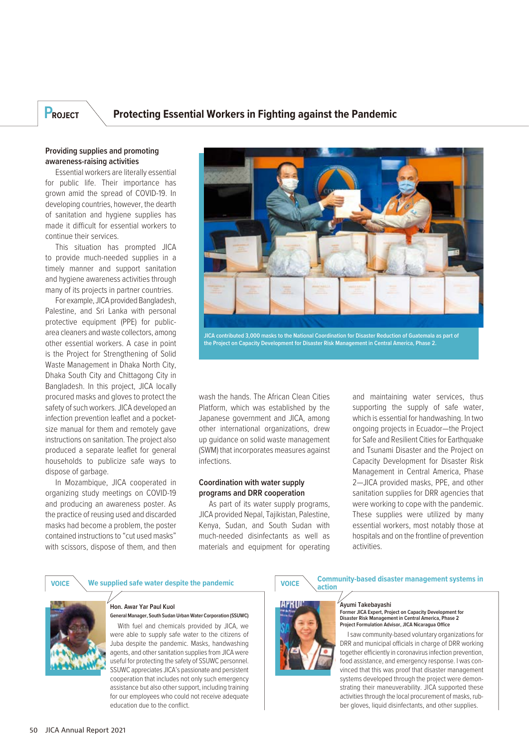## PROJECT — Protecting Essential Workers in Fighting against the Pandemic

### Providing supplies and promoting awareness-raising activities

Essential workers are literally essential for public life. Their importance has grown amid the spread of COVID-19. In developing countries, however, the dearth of sanitation and hygiene supplies has made it difficult for essential workers to continue their services.

This situation has prompted JICA to provide much-needed supplies in a timely manner and support sanitation and hygiene awareness activities through many of its projects in partner countries.

For example, JICA provided Bangladesh, Palestine, and Sri Lanka with personal protective equipment (PPE) for public-area cleaners and waste collectors, among other essential workers. A case in point is the Project for Strengthening of Solid Waste Management in Dhaka North City, Dhaka South City and Chittagong City in Bangladesh. In this project, JICA locally procured masks and gloves to protect the safety of such workers. JICA developed an infection prevention leaflet and a pocket-size manual for them and remotely gave instructions on sanitation. The project also produced a separate leaflet for general households to publicize safe ways to dispose of garbage.

In Mozambique, JICA cooperated in organizing study meetings on COVID-19 and producing an awareness poster. As the practice of reusing used and discarded masks had become a problem, the poster contained instructions to "cut used masks" with scissors, dispose of them, and then wash the hands. The African Clean Cities Platform, which was established by the Japanese government and JICA, among other international organizations, drew up guidance on solid waste management (SWM) that incorporates measures against infections.

JICA contributed 3,000 masks to the National Coordination for Disaster Reduction of Guatemala as part of the Project on Capacity Development for Disaster Risk Management in Central America, Phase 2.

### Coordination with water supply programs and DRR cooperation

As part of its water supply programs, JICA provided Nepal, Tajikistan, Palestine, Kenya, Sudan, and South Sudan with much-needed disinfectants as well as materials and equipment for operating and maintaining water services, thus supporting the supply of safe water, which is essential for handwashing. In two ongoing projects in Ecuador—the Project for Safe and Resilient Cities for Earthquake and Tsunami Disaster and the Project on Capacity Development for Disaster Risk Management in Central America, Phase 2—JICA provided masks, PPE, and other sanitation supplies for DRR agencies that were working to cope with the pandemic. These supplies were utilized by many essential workers, most notably those at hospitals and on the frontline of prevention activities.

---

**VOICE — We supplied safe water despite the pandemic**

**Hon. Awar Yar Paul Kuol**
**General Manager, South Sudan Urban Water Corporation (SSUWC)**

With fuel and chemicals provided by JICA, we were able to supply safe water to the citizens of Juba despite the pandemic. Masks, handwashing agents, and other sanitation supplies from JICA were useful for protecting the safety of SSUWC personnel. SSUWC appreciates JICA's passionate and persistent cooperation that includes not only such emergency assistance but also other support, including training for our employees who could not receive adequate education due to the conflict.

---

**VOICE — Community-based disaster management systems in action**

**Ayumi Takebayashi**
**Former JICA Expert, Project on Capacity Development for Disaster Risk Management in Central America, Phase 2**
**Project Formulation Advisor, JICA Nicaragua Office**

I saw community-based voluntary organizations for DRR and municipal officials in charge of DRR working together efficiently in coronavirus infection prevention, food assistance, and emergency response. I was convinced that this was proof that disaster management systems developed through the project were demonstrating their maneuverability. JICA supported these activities through the local procurement of masks, rubber gloves, liquid disinfectants, and other supplies.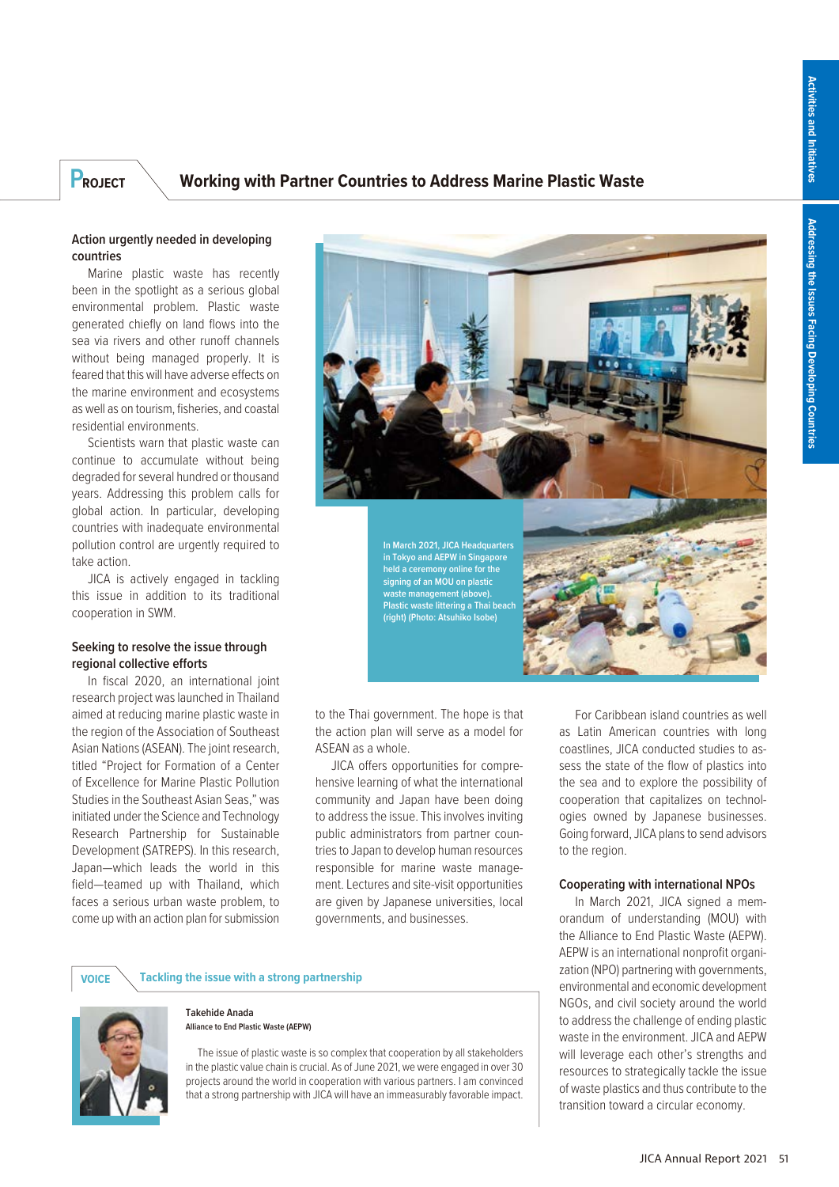## PROJECT Working with Partner Countries to Address Marine Plastic Waste

### Action urgently needed in developing countries

Marine plastic waste has recently been in the spotlight as a serious global environmental problem. Plastic waste generated chiefly on land flows into the sea via rivers and other runoff channels without being managed properly. It is feared that this will have adverse effects on the marine environment and ecosystems as well as on tourism, fisheries, and coastal residential environments.

Scientists warn that plastic waste can continue to accumulate without being degraded for several hundred or thousand years. Addressing this problem calls for global action. In particular, developing countries with inadequate environmental pollution control are urgently required to take action.

JICA is actively engaged in tackling this issue in addition to its traditional cooperation in SWM.

### Seeking to resolve the issue through regional collective efforts

In fiscal 2020, an international joint research project was launched in Thailand aimed at reducing marine plastic waste in the region of the Association of Southeast Asian Nations (ASEAN). The joint research, titled "Project for Formation of a Center of Excellence for Marine Plastic Pollution Studies in the Southeast Asian Seas," was initiated under the Science and Technology Research Partnership for Sustainable Development (SATREPS). In this research, Japan—which leads the world in this field—teamed up with Thailand, which faces a serious urban waste problem, to come up with an action plan for submission to the Thai government. The hope is that the action plan will serve as a model for ASEAN as a whole.

JICA offers opportunities for comprehensive learning of what the international community and Japan have been doing to address the issue. This involves inviting public administrators from partner countries to Japan to develop human resources responsible for marine waste management. Lectures and site-visit opportunities are given by Japanese universities, local governments, and businesses.

In March 2021, JICA Headquarters in Tokyo and AEPW in Singapore held a ceremony online for the signing of an MOU on plastic waste management (above). Plastic waste littering a Thai beach (right) (Photo: Atsuhiko Isobe)

For Caribbean island countries as well as Latin American countries with long coastlines, JICA conducted studies to assess the state of the flow of plastics into the sea and to explore the possibility of cooperation that capitalizes on technologies owned by Japanese businesses. Going forward, JICA plans to send advisors to the region.

### Cooperating with international NPOs

In March 2021, JICA signed a memorandum of understanding (MOU) with the Alliance to End Plastic Waste (AEPW). AEPW is an international nonprofit organization (NPO) partnering with governments, environmental and economic development NGOs, and civil society around the world to address the challenge of ending plastic waste in the environment. JICA and AEPW will leverage each other's strengths and resources to strategically tackle the issue of waste plastics and thus contribute to the transition toward a circular economy.

### VOICE Tackling the issue with a strong partnership

**Takehide Anada**
**Alliance to End Plastic Waste (AEPW)**

The issue of plastic waste is so complex that cooperation by all stakeholders in the plastic value chain is crucial. As of June 2021, we were engaged in over 30 projects around the world in cooperation with various partners. I am convinced that a strong partnership with JICA will have an immeasurably favorable impact.